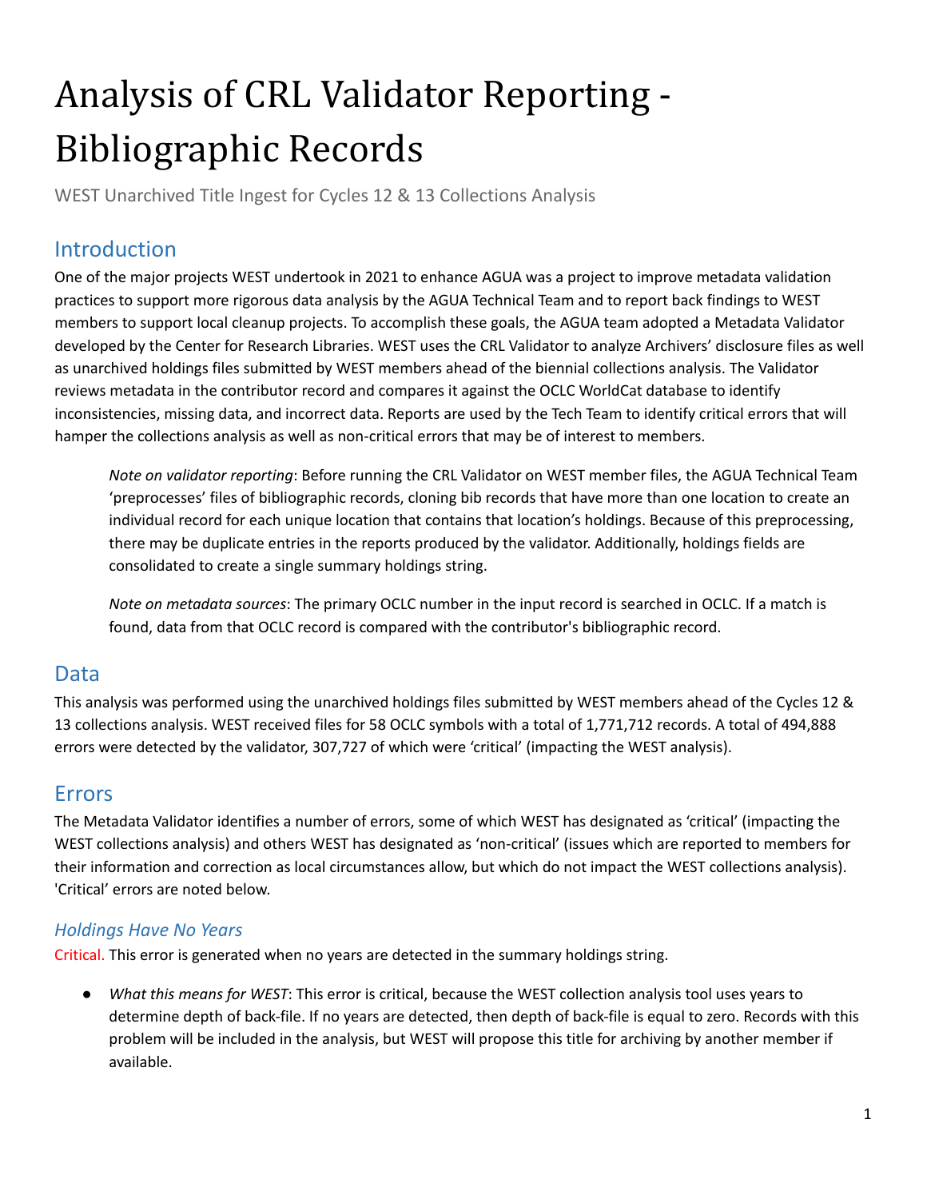# Analysis of CRL Validator Reporting - Bibliographic Records

WEST Unarchived Title Ingest for Cycles 12 & 13 Collections Analysis

## Introduction

One of the major projects WEST undertook in 2021 to enhance AGUA was a project to improve metadata validation practices to support more rigorous data analysis by the AGUA Technical Team and to report back findings to WEST members to support local cleanup projects. To accomplish these goals, the AGUA team adopted a Metadata Validator developed by the Center for Research Libraries. WEST uses the CRL Validator to analyze Archivers' disclosure files as well as unarchived holdings files submitted by WEST members ahead of the biennial collections analysis. The Validator reviews metadata in the contributor record and compares it against the OCLC WorldCat database to identify inconsistencies, missing data, and incorrect data. Reports are used by the Tech Team to identify critical errors that will hamper the collections analysis as well as non-critical errors that may be of interest to members.

> *Note on validator reporting*: Before running the CRL Validator on WEST member files, the AGUA Technical Team 'preprocesses' files of bibliographic records, cloning bib records that have more than one location to create an individual record for each unique location that contains that location's holdings. Because of this preprocessing, there may be duplicate entries in the reports produced by the validator. Additionally, holdings fields are consolidated to create a single summary holdings string.
>
> *Note on metadata sources*: The primary OCLC number in the input record is searched in OCLC. If a match is found, data from that OCLC record is compared with the contributor's bibliographic record.

## Data

This analysis was performed using the unarchived holdings files submitted by WEST members ahead of the Cycles 12 & 13 collections analysis. WEST received files for 58 OCLC symbols with a total of 1,771,712 records. A total of 494,888 errors were detected by the validator, 307,727 of which were 'critical' (impacting the WEST analysis).

## Errors

The Metadata Validator identifies a number of errors, some of which WEST has designated as 'critical' (impacting the WEST collections analysis) and others WEST has designated as 'non-critical' (issues which are reported to members for their information and correction as local circumstances allow, but which do not impact the WEST collections analysis). 'Critical' errors are noted below.

### *Holdings Have No Years*

Critical. This error is generated when no years are detected in the summary holdings string.

- *What this means for WEST*: This error is critical, because the WEST collection analysis tool uses years to determine depth of back-file. If no years are detected, then depth of back-file is equal to zero. Records with this problem will be included in the analysis, but WEST will propose this title for archiving by another member if available.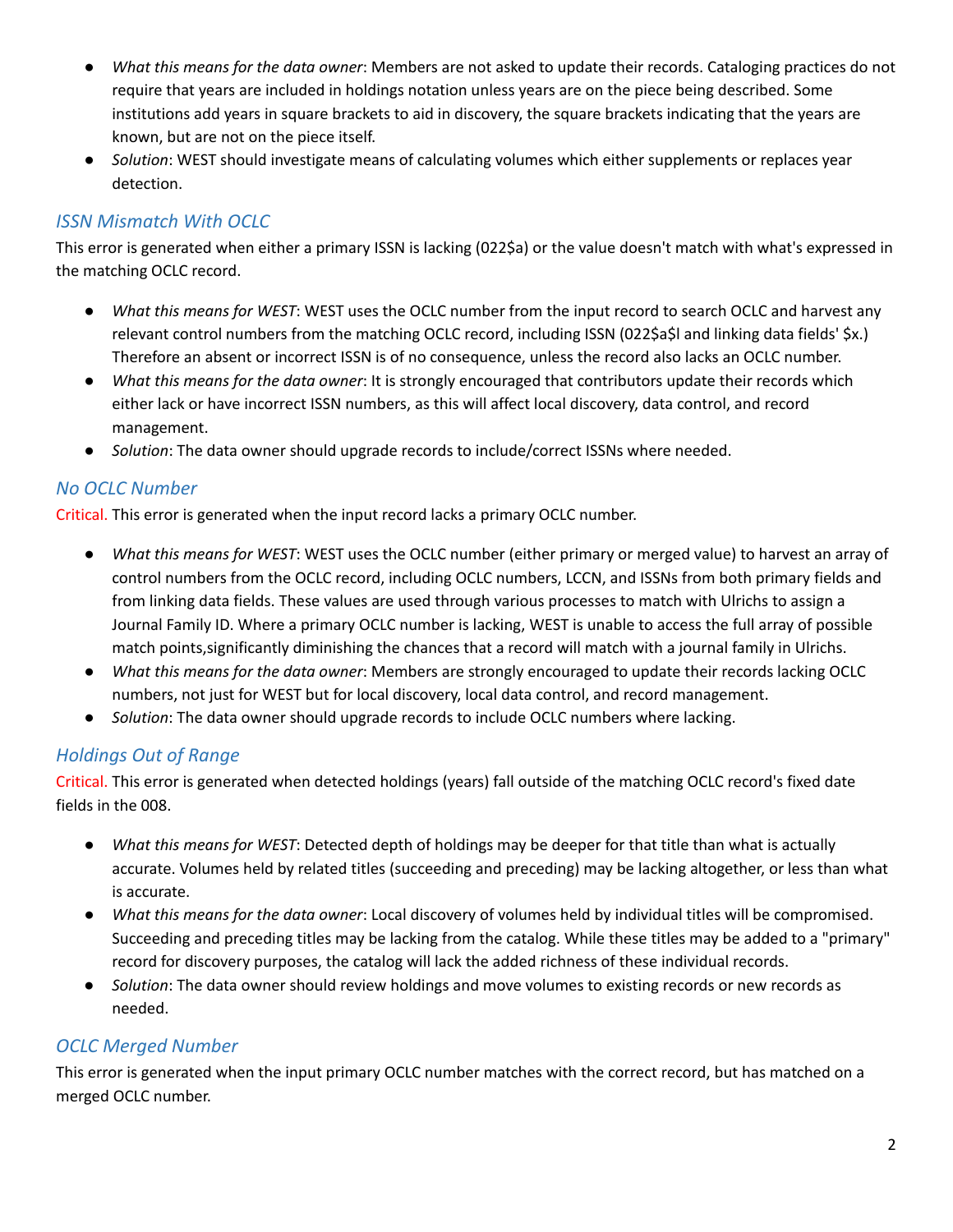- *What this means for the data owner*: Members are not asked to update their records. Cataloging practices do not require that years are included in holdings notation unless years are on the piece being described. Some institutions add years in square brackets to aid in discovery, the square brackets indicating that the years are known, but are not on the piece itself.
- *Solution*: WEST should investigate means of calculating volumes which either supplements or replaces year detection.

### ISSN Mismatch With OCLC

This error is generated when either a primary ISSN is lacking (022$a) or the value doesn't match with what's expressed in the matching OCLC record.

- *What this means for WEST*: WEST uses the OCLC number from the input record to search OCLC and harvest any relevant control numbers from the matching OCLC record, including ISSN (022$a$l and linking data fields' $x.) Therefore an absent or incorrect ISSN is of no consequence, unless the record also lacks an OCLC number.
- *What this means for the data owner*: It is strongly encouraged that contributors update their records which either lack or have incorrect ISSN numbers, as this will affect local discovery, data control, and record management.
- *Solution*: The data owner should upgrade records to include/correct ISSNs where needed.

### No OCLC Number

Critical. This error is generated when the input record lacks a primary OCLC number.

- *What this means for WEST*: WEST uses the OCLC number (either primary or merged value) to harvest an array of control numbers from the OCLC record, including OCLC numbers, LCCN, and ISSNs from both primary fields and from linking data fields. These values are used through various processes to match with Ulrichs to assign a Journal Family ID. Where a primary OCLC number is lacking, WEST is unable to access the full array of possible match points,significantly diminishing the chances that a record will match with a journal family in Ulrichs.
- *What this means for the data owner*: Members are strongly encouraged to update their records lacking OCLC numbers, not just for WEST but for local discovery, local data control, and record management.
- *Solution*: The data owner should upgrade records to include OCLC numbers where lacking.

### Holdings Out of Range

Critical. This error is generated when detected holdings (years) fall outside of the matching OCLC record's fixed date fields in the 008.

- *What this means for WEST*: Detected depth of holdings may be deeper for that title than what is actually accurate. Volumes held by related titles (succeeding and preceding) may be lacking altogether, or less than what is accurate.
- *What this means for the data owner*: Local discovery of volumes held by individual titles will be compromised. Succeeding and preceding titles may be lacking from the catalog. While these titles may be added to a "primary" record for discovery purposes, the catalog will lack the added richness of these individual records.
- *Solution*: The data owner should review holdings and move volumes to existing records or new records as needed.

### OCLC Merged Number

This error is generated when the input primary OCLC number matches with the correct record, but has matched on a merged OCLC number.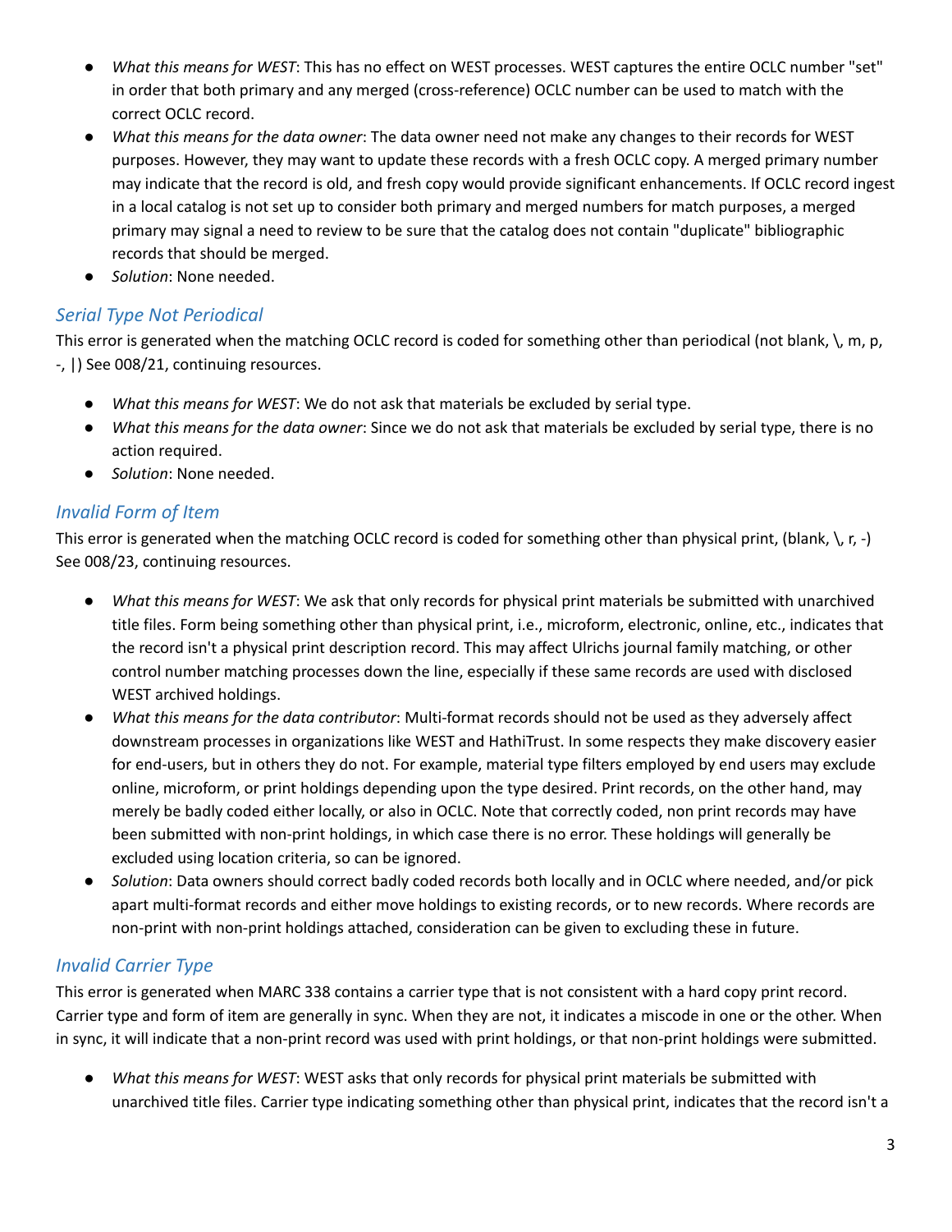- *What this means for WEST*: This has no effect on WEST processes. WEST captures the entire OCLC number "set" in order that both primary and any merged (cross-reference) OCLC number can be used to match with the correct OCLC record.
- *What this means for the data owner*: The data owner need not make any changes to their records for WEST purposes. However, they may want to update these records with a fresh OCLC copy. A merged primary number may indicate that the record is old, and fresh copy would provide significant enhancements. If OCLC record ingest in a local catalog is not set up to consider both primary and merged numbers for match purposes, a merged primary may signal a need to review to be sure that the catalog does not contain "duplicate" bibliographic records that should be merged.
- *Solution*: None needed.

### *Serial Type Not Periodical*

This error is generated when the matching OCLC record is coded for something other than periodical (not blank, \, m, p, -, |) See 008/21, continuing resources.

- *What this means for WEST*: We do not ask that materials be excluded by serial type.
- *What this means for the data owner*: Since we do not ask that materials be excluded by serial type, there is no action required.
- *Solution*: None needed.

### *Invalid Form of Item*

This error is generated when the matching OCLC record is coded for something other than physical print, (blank, \, r, -) See 008/23, continuing resources.

- *What this means for WEST*: We ask that only records for physical print materials be submitted with unarchived title files. Form being something other than physical print, i.e., microform, electronic, online, etc., indicates that the record isn't a physical print description record. This may affect Ulrichs journal family matching, or other control number matching processes down the line, especially if these same records are used with disclosed WEST archived holdings.
- *What this means for the data contributor*: Multi-format records should not be used as they adversely affect downstream processes in organizations like WEST and HathiTrust. In some respects they make discovery easier for end-users, but in others they do not. For example, material type filters employed by end users may exclude online, microform, or print holdings depending upon the type desired. Print records, on the other hand, may merely be badly coded either locally, or also in OCLC. Note that correctly coded, non print records may have been submitted with non-print holdings, in which case there is no error. These holdings will generally be excluded using location criteria, so can be ignored.
- *Solution*: Data owners should correct badly coded records both locally and in OCLC where needed, and/or pick apart multi-format records and either move holdings to existing records, or to new records. Where records are non-print with non-print holdings attached, consideration can be given to excluding these in future.

### *Invalid Carrier Type*

This error is generated when MARC 338 contains a carrier type that is not consistent with a hard copy print record. Carrier type and form of item are generally in sync. When they are not, it indicates a miscode in one or the other. When in sync, it will indicate that a non-print record was used with print holdings, or that non-print holdings were submitted.

- *What this means for WEST*: WEST asks that only records for physical print materials be submitted with unarchived title files. Carrier type indicating something other than physical print, indicates that the record isn't a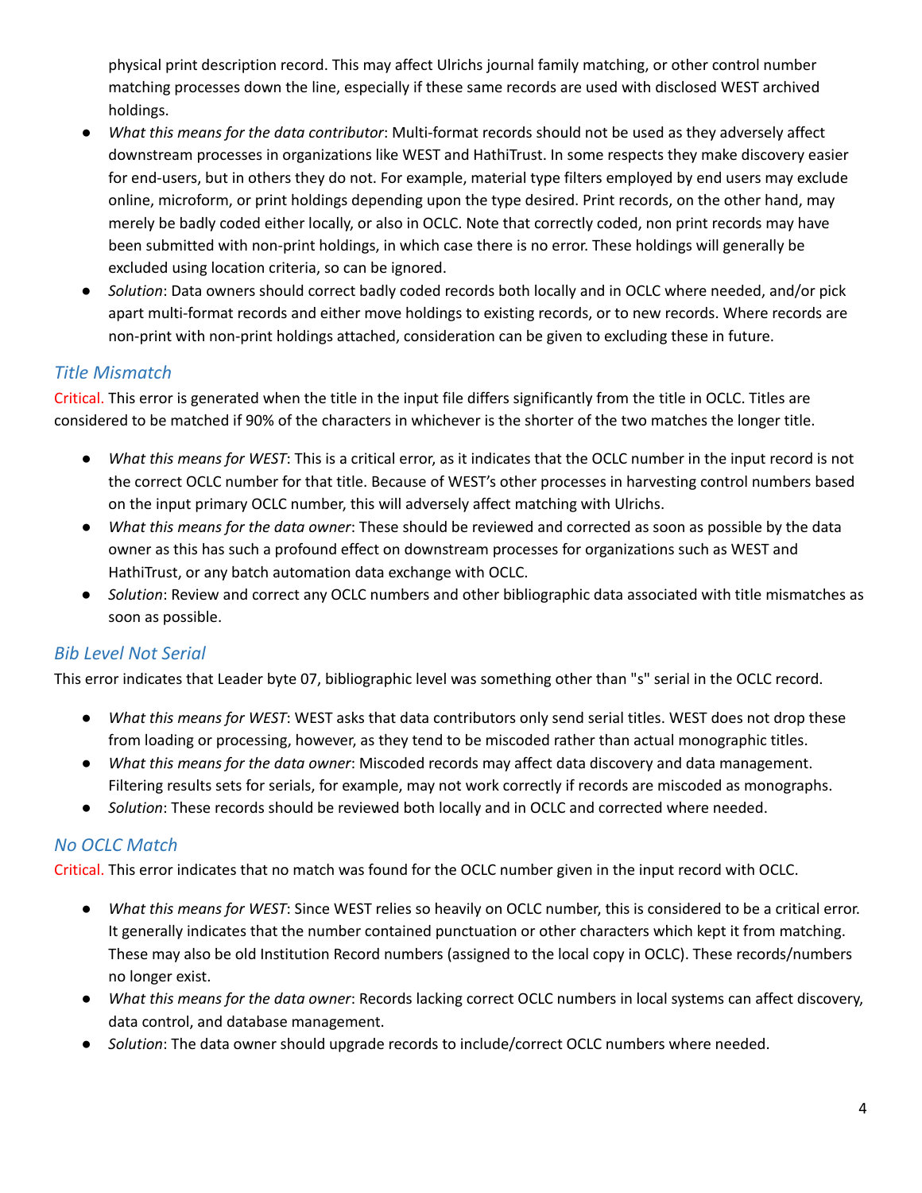physical print description record. This may affect Ulrichs journal family matching, or other control number matching processes down the line, especially if these same records are used with disclosed WEST archived holdings.

- *What this means for the data contributor*: Multi-format records should not be used as they adversely affect downstream processes in organizations like WEST and HathiTrust. In some respects they make discovery easier for end-users, but in others they do not. For example, material type filters employed by end users may exclude online, microform, or print holdings depending upon the type desired. Print records, on the other hand, may merely be badly coded either locally, or also in OCLC. Note that correctly coded, non print records may have been submitted with non-print holdings, in which case there is no error. These holdings will generally be excluded using location criteria, so can be ignored.
- *Solution*: Data owners should correct badly coded records both locally and in OCLC where needed, and/or pick apart multi-format records and either move holdings to existing records, or to new records. Where records are non-print with non-print holdings attached, consideration can be given to excluding these in future.

### *Title Mismatch*

Critical. This error is generated when the title in the input file differs significantly from the title in OCLC. Titles are considered to be matched if 90% of the characters in whichever is the shorter of the two matches the longer title.

- *What this means for WEST*: This is a critical error, as it indicates that the OCLC number in the input record is not the correct OCLC number for that title. Because of WEST's other processes in harvesting control numbers based on the input primary OCLC number, this will adversely affect matching with Ulrichs.
- *What this means for the data owner*: These should be reviewed and corrected as soon as possible by the data owner as this has such a profound effect on downstream processes for organizations such as WEST and HathiTrust, or any batch automation data exchange with OCLC.
- *Solution*: Review and correct any OCLC numbers and other bibliographic data associated with title mismatches as soon as possible.

### *Bib Level Not Serial*

This error indicates that Leader byte 07, bibliographic level was something other than "s" serial in the OCLC record.

- *What this means for WEST*: WEST asks that data contributors only send serial titles. WEST does not drop these from loading or processing, however, as they tend to be miscoded rather than actual monographic titles.
- *What this means for the data owner*: Miscoded records may affect data discovery and data management. Filtering results sets for serials, for example, may not work correctly if records are miscoded as monographs.
- *Solution*: These records should be reviewed both locally and in OCLC and corrected where needed.

### *No OCLC Match*

Critical. This error indicates that no match was found for the OCLC number given in the input record with OCLC.

- *What this means for WEST*: Since WEST relies so heavily on OCLC number, this is considered to be a critical error. It generally indicates that the number contained punctuation or other characters which kept it from matching. These may also be old Institution Record numbers (assigned to the local copy in OCLC). These records/numbers no longer exist.
- *What this means for the data owner*: Records lacking correct OCLC numbers in local systems can affect discovery, data control, and database management.
- *Solution*: The data owner should upgrade records to include/correct OCLC numbers where needed.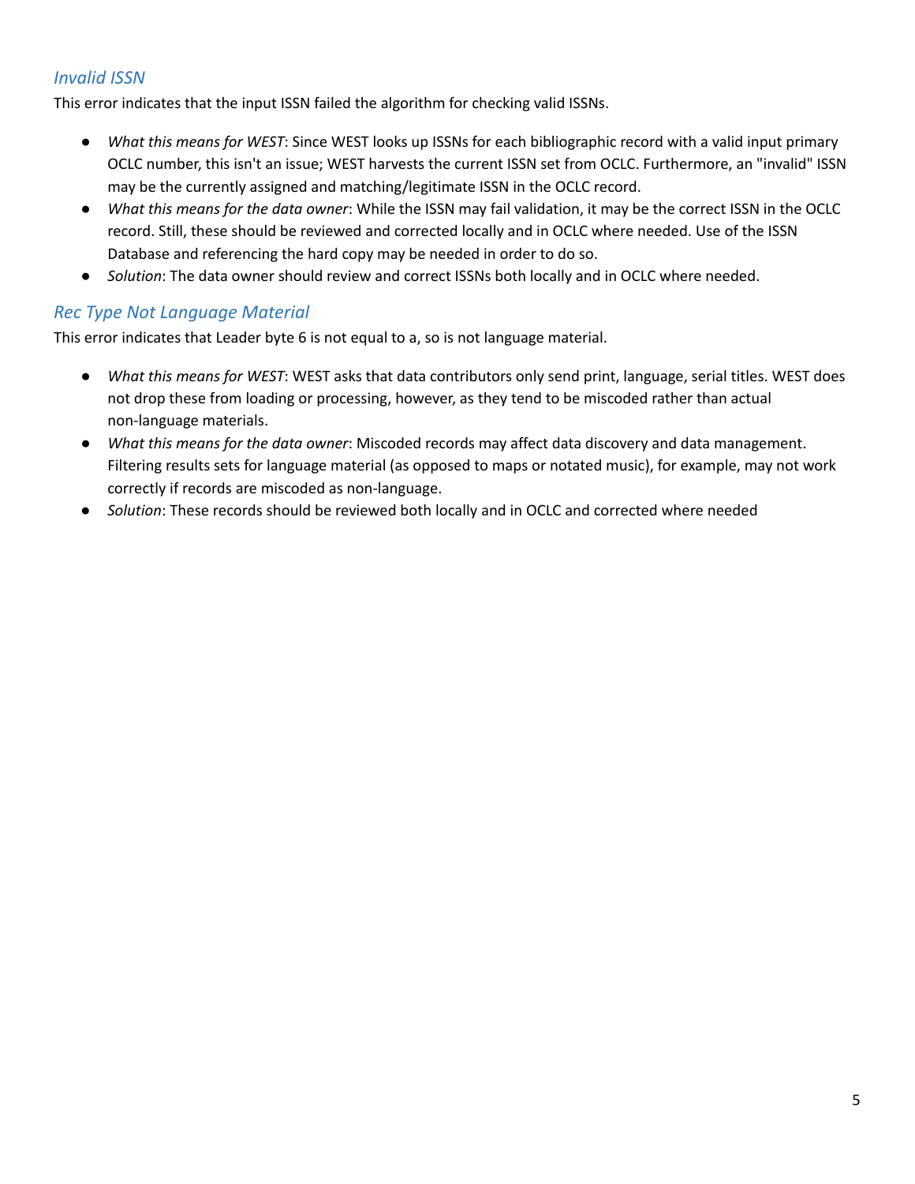### *Invalid ISSN*

This error indicates that the input ISSN failed the algorithm for checking valid ISSNs.

- *What this means for WEST*: Since WEST looks up ISSNs for each bibliographic record with a valid input primary OCLC number, this isn't an issue; WEST harvests the current ISSN set from OCLC. Furthermore, an "invalid" ISSN may be the currently assigned and matching/legitimate ISSN in the OCLC record.
- *What this means for the data owner*: While the ISSN may fail validation, it may be the correct ISSN in the OCLC record. Still, these should be reviewed and corrected locally and in OCLC where needed. Use of the ISSN Database and referencing the hard copy may be needed in order to do so.
- *Solution*: The data owner should review and correct ISSNs both locally and in OCLC where needed.

### *Rec Type Not Language Material*

This error indicates that Leader byte 6 is not equal to a, so is not language material.

- *What this means for WEST*: WEST asks that data contributors only send print, language, serial titles. WEST does not drop these from loading or processing, however, as they tend to be miscoded rather than actual non-language materials.
- *What this means for the data owner*: Miscoded records may affect data discovery and data management. Filtering results sets for language material (as opposed to maps or notated music), for example, may not work correctly if records are miscoded as non-language.
- *Solution*: These records should be reviewed both locally and in OCLC and corrected where needed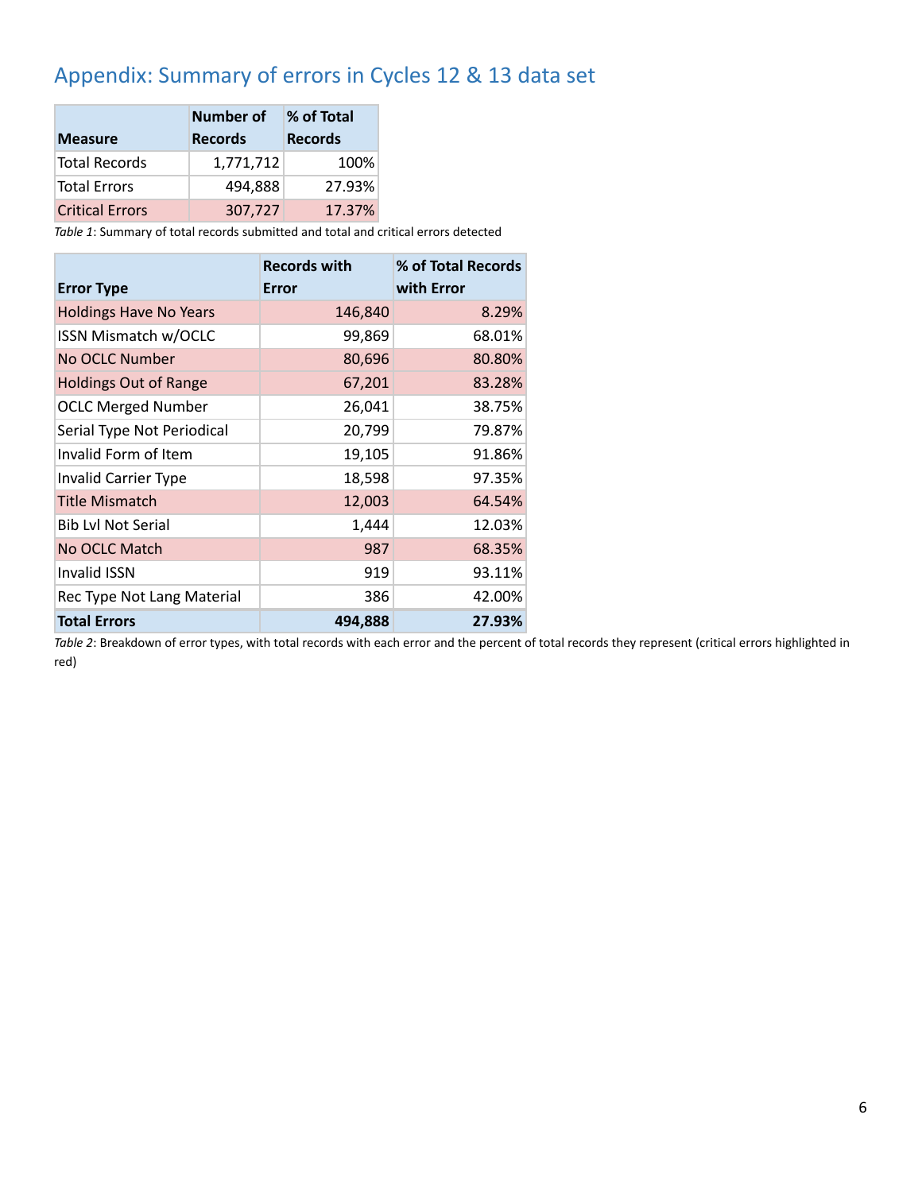## Appendix: Summary of errors in Cycles 12 & 13 data set

| Measure | Number of Records | % of Total Records |
|---|---|---|
| Total Records | 1,771,712 | 100% |
| Total Errors | 494,888 | 27.93% |
| Critical Errors | 307,727 | 17.37% |

*Table 1*: Summary of total records submitted and total and critical errors detected

| Error Type | Records with Error | % of Total Records with Error |
|---|---|---|
| Holdings Have No Years | 146,840 | 8.29% |
| ISSN Mismatch w/OCLC | 99,869 | 68.01% |
| No OCLC Number | 80,696 | 80.80% |
| Holdings Out of Range | 67,201 | 83.28% |
| OCLC Merged Number | 26,041 | 38.75% |
| Serial Type Not Periodical | 20,799 | 79.87% |
| Invalid Form of Item | 19,105 | 91.86% |
| Invalid Carrier Type | 18,598 | 97.35% |
| Title Mismatch | 12,003 | 64.54% |
| Bib Lvl Not Serial | 1,444 | 12.03% |
| No OCLC Match | 987 | 68.35% |
| Invalid ISSN | 919 | 93.11% |
| Rec Type Not Lang Material | 386 | 42.00% |
| **Total Errors** | **494,888** | **27.93%** |

*Table 2*: Breakdown of error types, with total records with each error and the percent of total records they represent (critical errors highlighted in red)